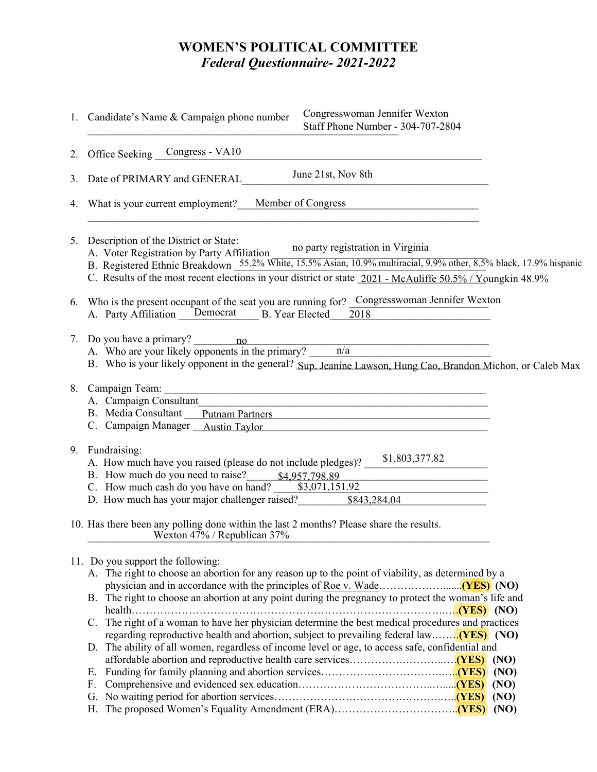# WOMEN'S POLITICAL COMMITTEE

## *Federal Questionnaire- 2021-2022*

1. Candidate's Name & Campaign phone number Congresswoman Jennifer Wexton
   Staff Phone Number - 304-707-2804

2. Office Seeking Congress - VA10

3. Date of PRIMARY and GENERAL June 21st, Nov 8th

4. What is your current employment? Member of Congress

5. Description of the District or State:
   A. Voter Registration by Party Affiliation no party registration in Virginia
   B. Registered Ethnic Breakdown 55.2% White, 15.5% Asian, 10.9% multiracial, 9.9% other, 8.5% black, 17.9% hispanic
   C. Results of the most recent elections in your district or state 2021 - McAuliffe 50.5% / Youngkin 48.9%

6. Who is the present occupant of the seat you are running for? Congresswoman Jennifer Wexton
   A. Party Affiliation Democrat B. Year Elected 2018

7. Do you have a primary? no
   A. Who are your likely opponents in the primary? n/a
   B. Who is your likely opponent in the general? Sup. Jeanine Lawson, Hung Cao, Brandon Michon, or Caleb Max

8. Campaign Team:
   A. Campaign Consultant
   B. Media Consultant Putnam Partners
   C. Campaign Manager Austin Taylor

9. Fundraising:
   A. How much have you raised (please do not include pledges)? $1,803,377.82
   B. How much do you need to raise? $4,957,798.89
   C. How much cash do you have on hand? $3,071,151.92
   D. How much has your major challenger raised? $843,284.04

10. Has there been any polling done within the last 2 months? Please share the results.
    Wexton 47% / Republican 37%

11. Do you support the following:
    A. The right to choose an abortion for any reason up to the point of viability, as determined by a physician and in accordance with the principles of Roe v. Wade……………….......**(YES)** **(NO)**
    B. The right to choose an abortion at any point during the pregnancy to protect the woman's life and health…………………………………………………………………………….…**(YES)** **(NO)**
    C. The right of a woman to have her physician determine the best medical procedures and practices regarding reproductive health and abortion, subject to prevailing federal law.…….**(YES)** **(NO)**
    D. The ability of all women, regardless of income level or age, to access safe, confidential and affordable abortion and reproductive health care services…………….………..….**(YES)** **(NO)**
    E. Funding for family planning and abortion services……………………………….…..**(YES)** **(NO)**
    F. Comprehensive and evidenced sex education………………………………..…....**(YES)** **(NO)**
    G. No waiting period for abortion services……………………………….……….…..**(YES)** **(NO)**
    H. The proposed Women's Equality Amendment (ERA)……………………………..**(YES)** **(NO)**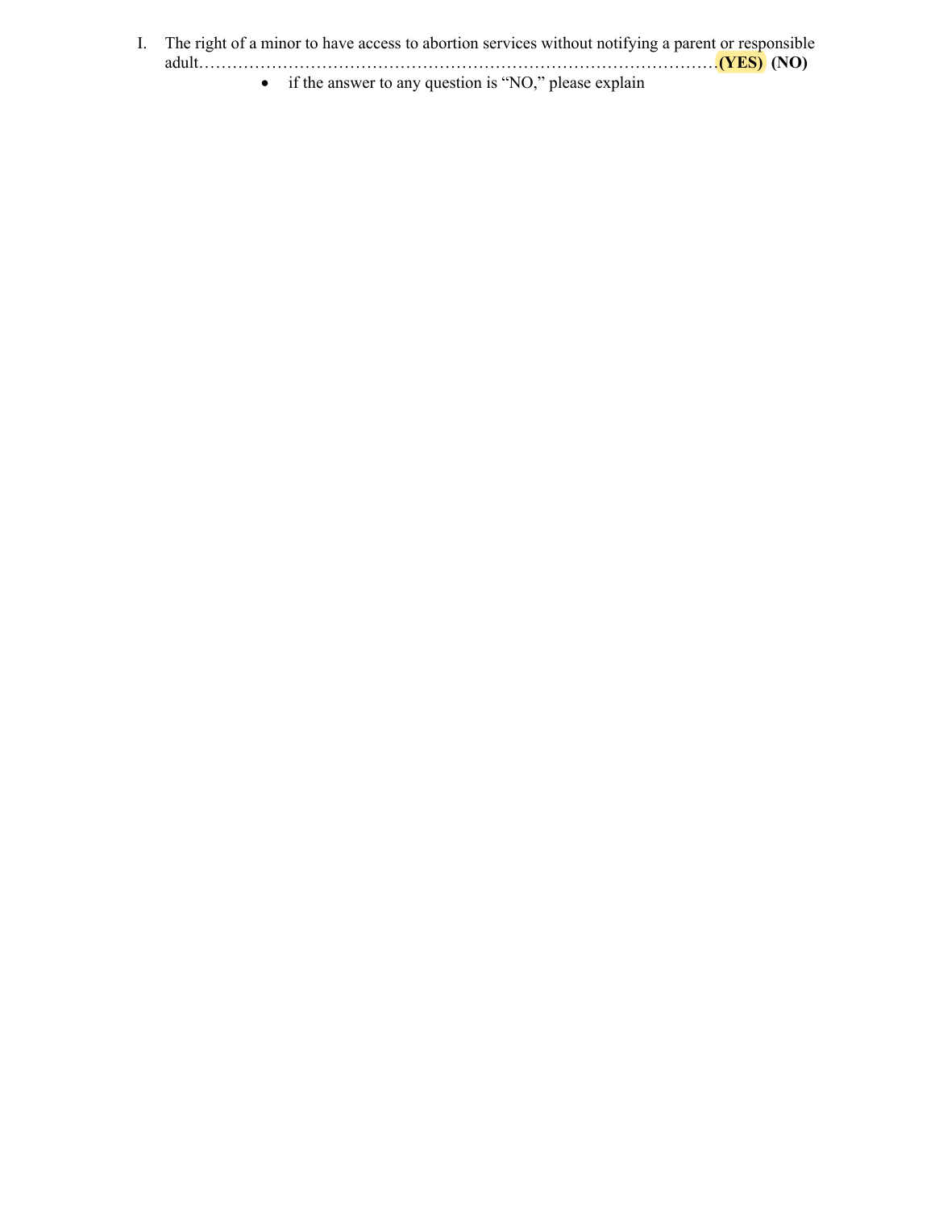I. The right of a minor to have access to abortion services without notifying a parent or responsible adult…………………………………………………………………………………**(YES)** **(NO)**

    - if the answer to any question is "NO," please explain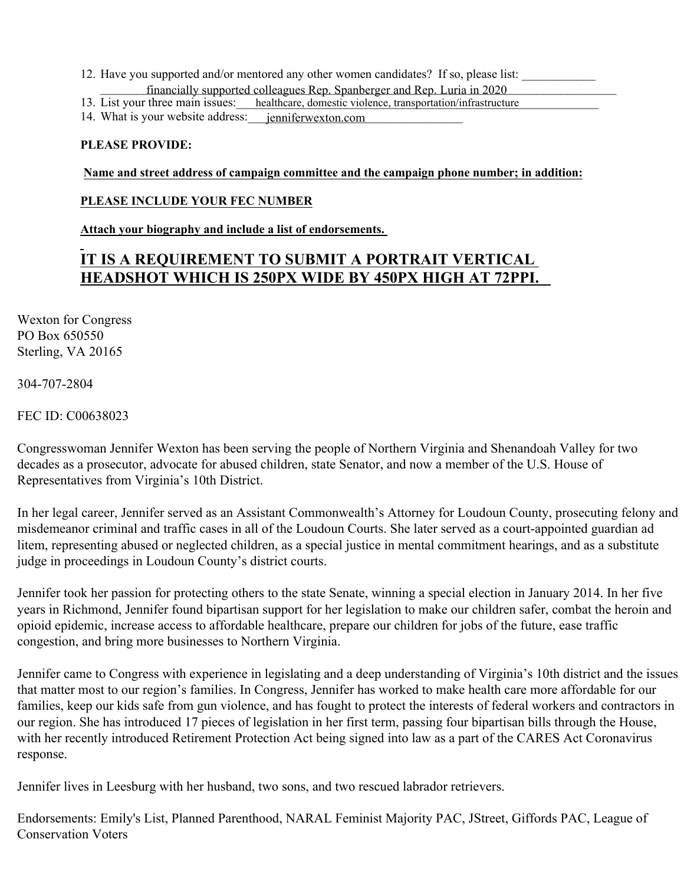12. Have you supported and/or mentored any other women candidates? If so, please list: financially supported colleagues Rep. Spanberger and Rep. Luria in 2020
13. List your three main issues: healthcare, domestic violence, transportation/infrastructure
14. What is your website address: jenniferwexton.com

**PLEASE PROVIDE:**

**Name and street address of campaign committee and the campaign phone number; in addition:**

**PLEASE INCLUDE YOUR FEC NUMBER**

**Attach your biography and include a list of endorsements.**

**IT IS A REQUIREMENT TO SUBMIT A PORTRAIT VERTICAL HEADSHOT WHICH IS 250PX WIDE BY 450PX HIGH AT 72PPI.**

Wexton for Congress
PO Box 650550
Sterling, VA 20165

304-707-2804

FEC ID: C00638023

Congresswoman Jennifer Wexton has been serving the people of Northern Virginia and Shenandoah Valley for two decades as a prosecutor, advocate for abused children, state Senator, and now a member of the U.S. House of Representatives from Virginia's 10th District.

In her legal career, Jennifer served as an Assistant Commonwealth's Attorney for Loudoun County, prosecuting felony and misdemeanor criminal and traffic cases in all of the Loudoun Courts. She later served as a court-appointed guardian ad litem, representing abused or neglected children, as a special justice in mental commitment hearings, and as a substitute judge in proceedings in Loudoun County's district courts.

Jennifer took her passion for protecting others to the state Senate, winning a special election in January 2014. In her five years in Richmond, Jennifer found bipartisan support for her legislation to make our children safer, combat the heroin and opioid epidemic, increase access to affordable healthcare, prepare our children for jobs of the future, ease traffic congestion, and bring more businesses to Northern Virginia.

Jennifer came to Congress with experience in legislating and a deep understanding of Virginia's 10th district and the issues that matter most to our region's families. In Congress, Jennifer has worked to make health care more affordable for our families, keep our kids safe from gun violence, and has fought to protect the interests of federal workers and contractors in our region. She has introduced 17 pieces of legislation in her first term, passing four bipartisan bills through the House, with her recently introduced Retirement Protection Act being signed into law as a part of the CARES Act Coronavirus response.

Jennifer lives in Leesburg with her husband, two sons, and two rescued labrador retrievers.

Endorsements: Emily's List, Planned Parenthood, NARAL Feminist Majority PAC, JStreet, Giffords PAC, League of Conservation Voters